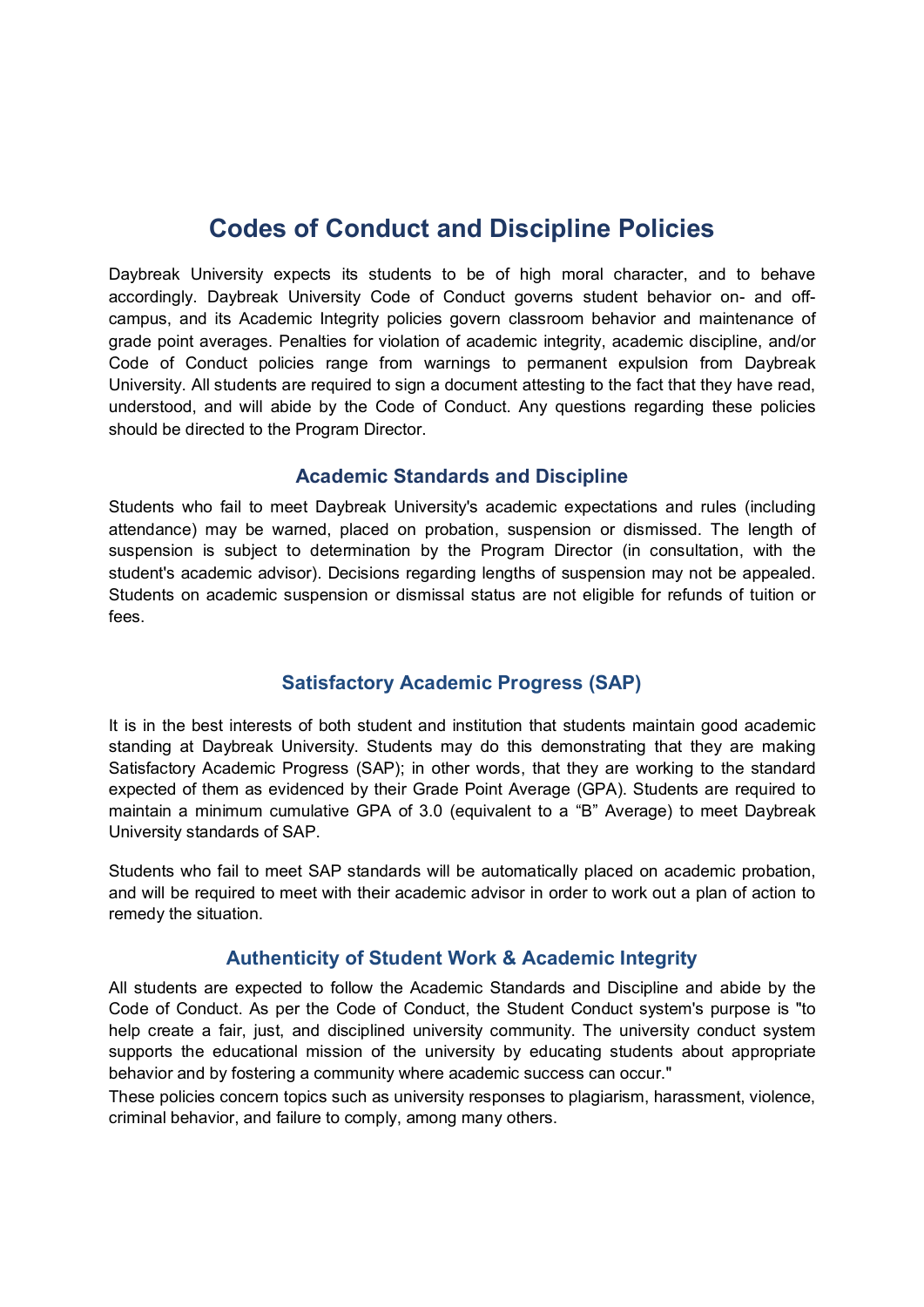# Codes of Conduct and Discipline Policies

Daybreak University expects its students to be of high moral character, and to behave accordingly. Daybreak University Code of Conduct governs student behavior on- and off-campus, and its Academic Integrity policies govern classroom behavior and maintenance of grade point averages. Penalties for violation of academic integrity, academic discipline, and/or Code of Conduct policies range from warnings to permanent expulsion from Daybreak University. All students are required to sign a document attesting to the fact that they have read, understood, and will abide by the Code of Conduct. Any questions regarding these policies should be directed to the Program Director.

## Academic Standards and Discipline

Students who fail to meet Daybreak University's academic expectations and rules (including attendance) may be warned, placed on probation, suspension or dismissed. The length of suspension is subject to determination by the Program Director (in consultation, with the student's academic advisor). Decisions regarding lengths of suspension may not be appealed. Students on academic suspension or dismissal status are not eligible for refunds of tuition or fees.

## Satisfactory Academic Progress (SAP)

It is in the best interests of both student and institution that students maintain good academic standing at Daybreak University. Students may do this demonstrating that they are making Satisfactory Academic Progress (SAP); in other words, that they are working to the standard expected of them as evidenced by their Grade Point Average (GPA). Students are required to maintain a minimum cumulative GPA of 3.0 (equivalent to a "B" Average) to meet Daybreak University standards of SAP.

Students who fail to meet SAP standards will be automatically placed on academic probation, and will be required to meet with their academic advisor in order to work out a plan of action to remedy the situation.

## Authenticity of Student Work & Academic Integrity

All students are expected to follow the Academic Standards and Discipline and abide by the Code of Conduct. As per the Code of Conduct, the Student Conduct system's purpose is "to help create a fair, just, and disciplined university community. The university conduct system supports the educational mission of the university by educating students about appropriate behavior and by fostering a community where academic success can occur."

These policies concern topics such as university responses to plagiarism, harassment, violence, criminal behavior, and failure to comply, among many others.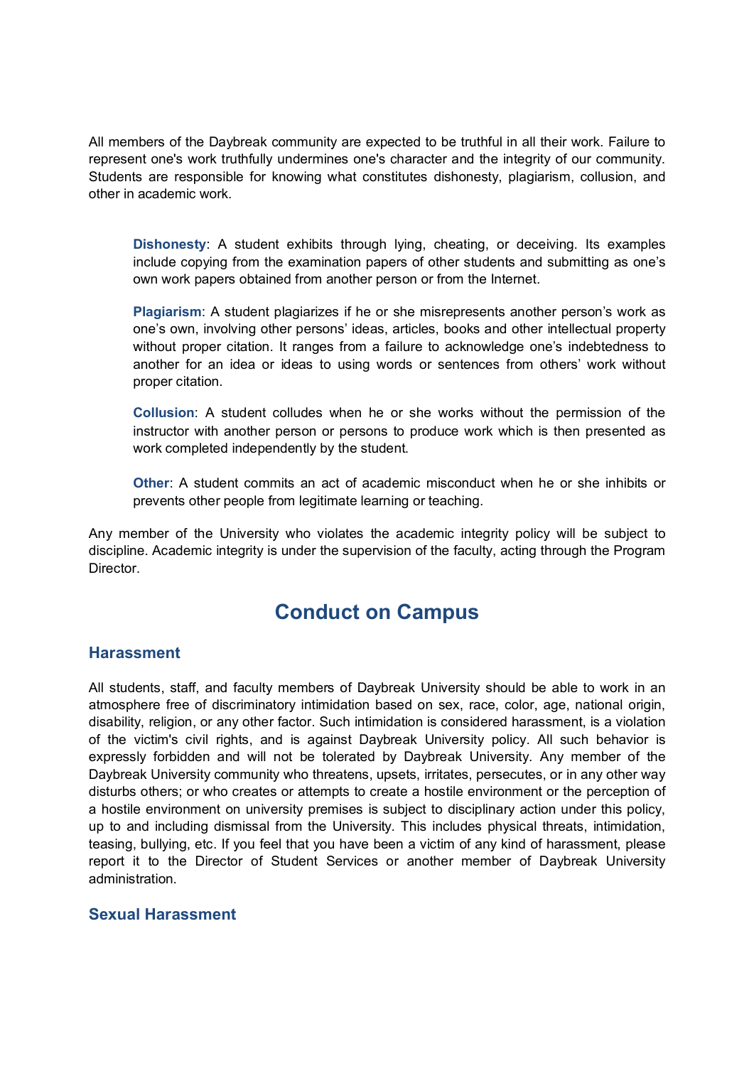All members of the Daybreak community are expected to be truthful in all their work. Failure to represent one's work truthfully undermines one's character and the integrity of our community. Students are responsible for knowing what constitutes dishonesty, plagiarism, collusion, and other in academic work.

> **Dishonesty**: A student exhibits through lying, cheating, or deceiving. Its examples include copying from the examination papers of other students and submitting as one's own work papers obtained from another person or from the Internet.
>
> **Plagiarism**: A student plagiarizes if he or she misrepresents another person's work as one's own, involving other persons' ideas, articles, books and other intellectual property without proper citation. It ranges from a failure to acknowledge one's indebtedness to another for an idea or ideas to using words or sentences from others' work without proper citation.
>
> **Collusion**: A student colludes when he or she works without the permission of the instructor with another person or persons to produce work which is then presented as work completed independently by the student.
>
> **Other**: A student commits an act of academic misconduct when he or she inhibits or prevents other people from legitimate learning or teaching.

Any member of the University who violates the academic integrity policy will be subject to discipline. Academic integrity is under the supervision of the faculty, acting through the Program Director.

# Conduct on Campus

## Harassment

All students, staff, and faculty members of Daybreak University should be able to work in an atmosphere free of discriminatory intimidation based on sex, race, color, age, national origin, disability, religion, or any other factor. Such intimidation is considered harassment, is a violation of the victim's civil rights, and is against Daybreak University policy. All such behavior is expressly forbidden and will not be tolerated by Daybreak University. Any member of the Daybreak University community who threatens, upsets, irritates, persecutes, or in any other way disturbs others; or who creates or attempts to create a hostile environment or the perception of a hostile environment on university premises is subject to disciplinary action under this policy, up to and including dismissal from the University. This includes physical threats, intimidation, teasing, bullying, etc. If you feel that you have been a victim of any kind of harassment, please report it to the Director of Student Services or another member of Daybreak University administration.

## Sexual Harassment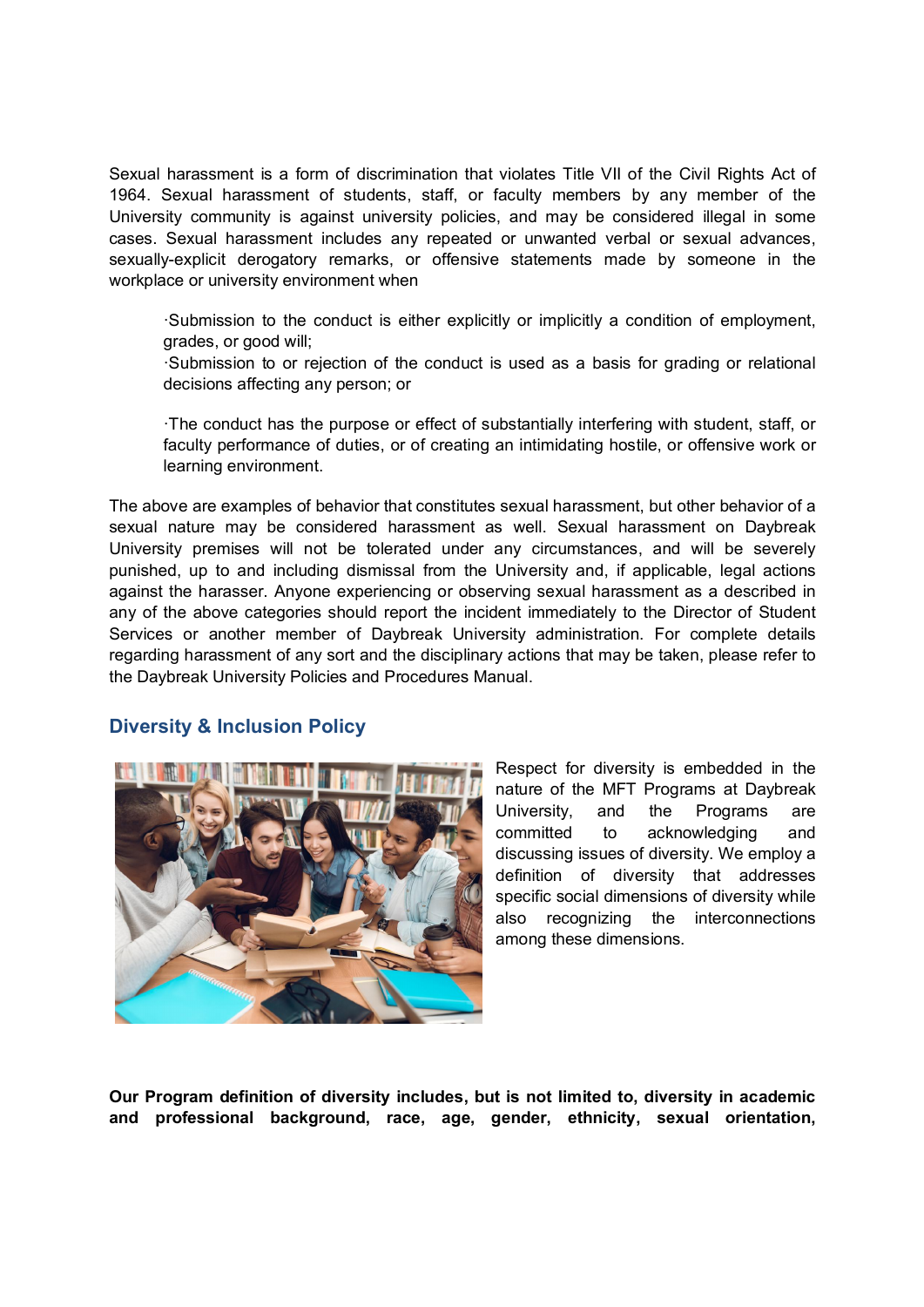Sexual harassment is a form of discrimination that violates Title VII of the Civil Rights Act of 1964. Sexual harassment of students, staff, or faculty members by any member of the University community is against university policies, and may be considered illegal in some cases. Sexual harassment includes any repeated or unwanted verbal or sexual advances, sexually-explicit derogatory remarks, or offensive statements made by someone in the workplace or university environment when

- Submission to the conduct is either explicitly or implicitly a condition of employment, grades, or good will;
- Submission to or rejection of the conduct is used as a basis for grading or relational decisions affecting any person; or
- The conduct has the purpose or effect of substantially interfering with student, staff, or faculty performance of duties, or of creating an intimidating hostile, or offensive work or learning environment.

The above are examples of behavior that constitutes sexual harassment, but other behavior of a sexual nature may be considered harassment as well. Sexual harassment on Daybreak University premises will not be tolerated under any circumstances, and will be severely punished, up to and including dismissal from the University and, if applicable, legal actions against the harasser. Anyone experiencing or observing sexual harassment as a described in any of the above categories should report the incident immediately to the Director of Student Services or another member of Daybreak University administration. For complete details regarding harassment of any sort and the disciplinary actions that may be taken, please refer to the Daybreak University Policies and Procedures Manual.

## Diversity & Inclusion Policy

Respect for diversity is embedded in the nature of the MFT Programs at Daybreak University, and the Programs are committed to acknowledging and discussing issues of diversity. We employ a definition of diversity that addresses specific social dimensions of diversity while also recognizing the interconnections among these dimensions.

**Our Program definition of diversity includes, but is not limited to, diversity in academic and professional background, race, age, gender, ethnicity, sexual orientation,**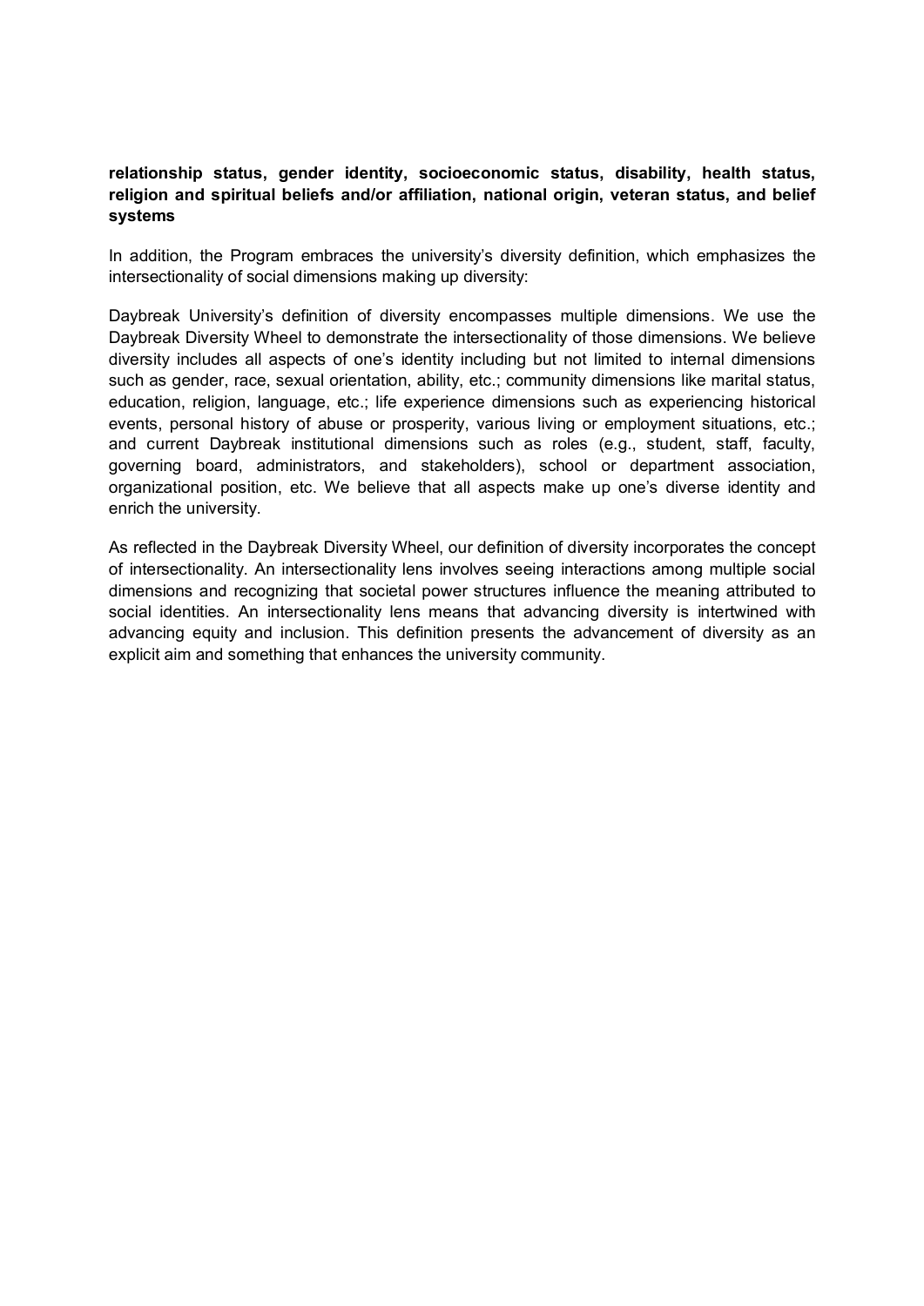**relationship status, gender identity, socioeconomic status, disability, health status, religion and spiritual beliefs and/or affiliation, national origin, veteran status, and belief systems**

In addition, the Program embraces the university's diversity definition, which emphasizes the intersectionality of social dimensions making up diversity:

Daybreak University's definition of diversity encompasses multiple dimensions. We use the Daybreak Diversity Wheel to demonstrate the intersectionality of those dimensions. We believe diversity includes all aspects of one's identity including but not limited to internal dimensions such as gender, race, sexual orientation, ability, etc.; community dimensions like marital status, education, religion, language, etc.; life experience dimensions such as experiencing historical events, personal history of abuse or prosperity, various living or employment situations, etc.; and current Daybreak institutional dimensions such as roles (e.g., student, staff, faculty, governing board, administrators, and stakeholders), school or department association, organizational position, etc. We believe that all aspects make up one's diverse identity and enrich the university.

As reflected in the Daybreak Diversity Wheel, our definition of diversity incorporates the concept of intersectionality. An intersectionality lens involves seeing interactions among multiple social dimensions and recognizing that societal power structures influence the meaning attributed to social identities. An intersectionality lens means that advancing diversity is intertwined with advancing equity and inclusion. This definition presents the advancement of diversity as an explicit aim and something that enhances the university community.